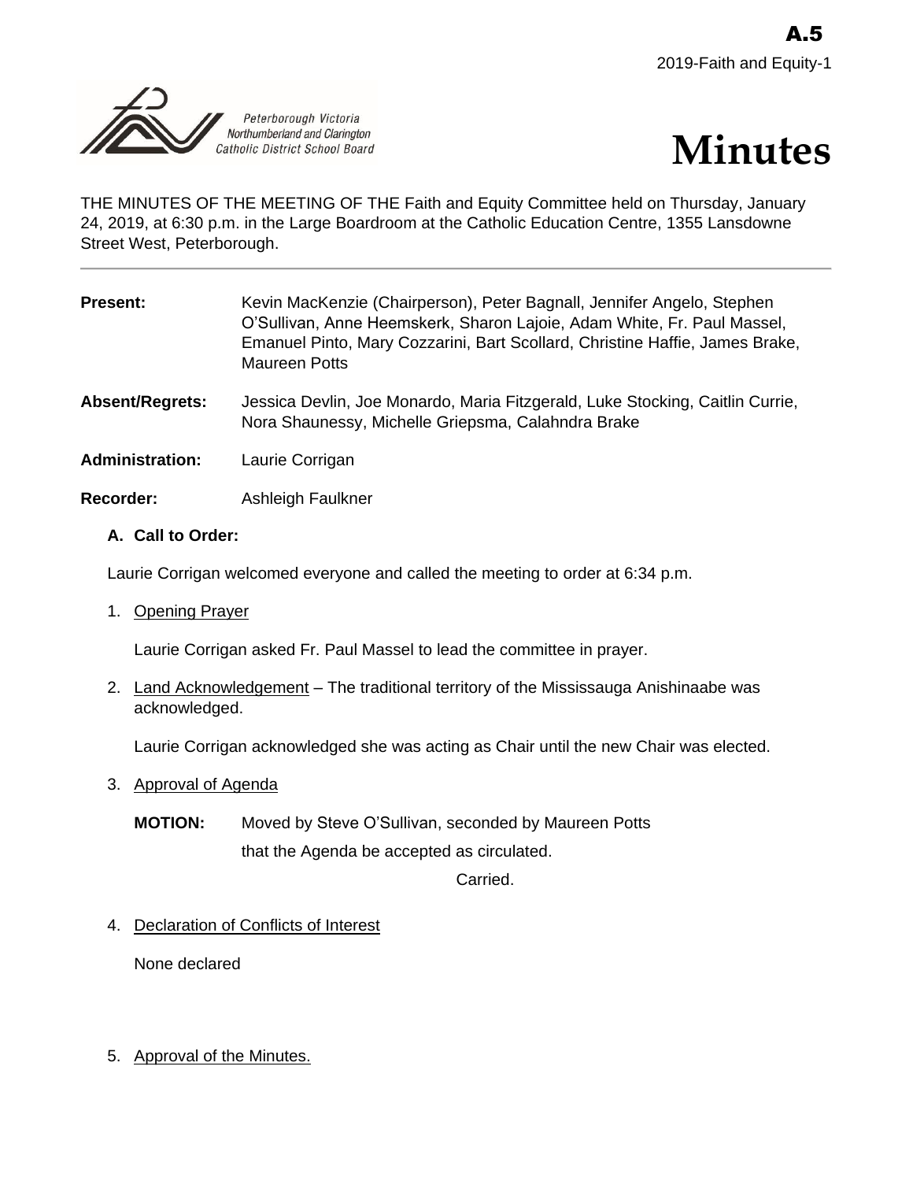A.5

2019-Faith and Equity-1

Peterborough Victoria Northumberland and Clarington Catholic District School Board

# Minutes

THE MINUTES OF THE MEETING OF THE Faith and Equity Committee held on Thursday, January 24, 2019, at 6:30 p.m. in the Large Boardroom at the Catholic Education Centre, 1355 Lansdowne Street West, Peterborough.

---

**Present:** Kevin MacKenzie (Chairperson), Peter Bagnall, Jennifer Angelo, Stephen O'Sullivan, Anne Heemskerk, Sharon Lajoie, Adam White, Fr. Paul Massel, Emanuel Pinto, Mary Cozzarini, Bart Scollard, Christine Haffie, James Brake, Maureen Potts

**Absent/Regrets:** Jessica Devlin, Joe Monardo, Maria Fitzgerald, Luke Stocking, Caitlin Currie, Nora Shaunessy, Michelle Griepsma, Calahndra Brake

**Administration:** Laurie Corrigan

**Recorder:** Ashleigh Faulkner

## A. Call to Order:

Laurie Corrigan welcomed everyone and called the meeting to order at 6:34 p.m.

1. Opening Prayer

   Laurie Corrigan asked Fr. Paul Massel to lead the committee in prayer.

2. Land Acknowledgement – The traditional territory of the Mississauga Anishinaabe was acknowledged.

   Laurie Corrigan acknowledged she was acting as Chair until the new Chair was elected.

3. Approval of Agenda

   **MOTION:** Moved by Steve O'Sullivan, seconded by Maureen Potts that the Agenda be accepted as circulated.

   Carried.

4. Declaration of Conflicts of Interest

   None declared

5. Approval of the Minutes.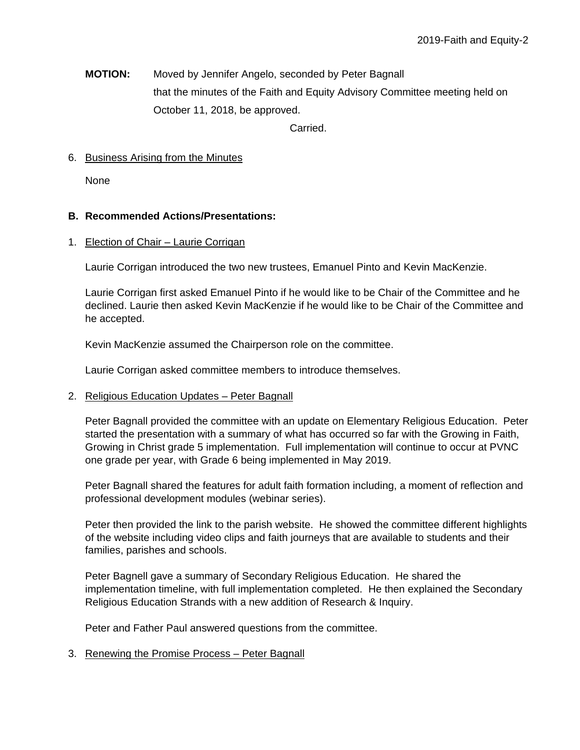**MOTION:** Moved by Jennifer Angelo, seconded by Peter Bagnall
that the minutes of the Faith and Equity Advisory Committee meeting held on October 11, 2018, be approved.

Carried.

6. Business Arising from the Minutes

   None

**B. Recommended Actions/Presentations:**

1. Election of Chair – Laurie Corrigan

   Laurie Corrigan introduced the two new trustees, Emanuel Pinto and Kevin MacKenzie.

   Laurie Corrigan first asked Emanuel Pinto if he would like to be Chair of the Committee and he declined. Laurie then asked Kevin MacKenzie if he would like to be Chair of the Committee and he accepted.

   Kevin MacKenzie assumed the Chairperson role on the committee.

   Laurie Corrigan asked committee members to introduce themselves.

2. Religious Education Updates – Peter Bagnall

   Peter Bagnall provided the committee with an update on Elementary Religious Education. Peter started the presentation with a summary of what has occurred so far with the Growing in Faith, Growing in Christ grade 5 implementation. Full implementation will continue to occur at PVNC one grade per year, with Grade 6 being implemented in May 2019.

   Peter Bagnall shared the features for adult faith formation including, a moment of reflection and professional development modules (webinar series).

   Peter then provided the link to the parish website. He showed the committee different highlights of the website including video clips and faith journeys that are available to students and their families, parishes and schools.

   Peter Bagnell gave a summary of Secondary Religious Education. He shared the implementation timeline, with full implementation completed. He then explained the Secondary Religious Education Strands with a new addition of Research & Inquiry.

   Peter and Father Paul answered questions from the committee.

3. Renewing the Promise Process – Peter Bagnall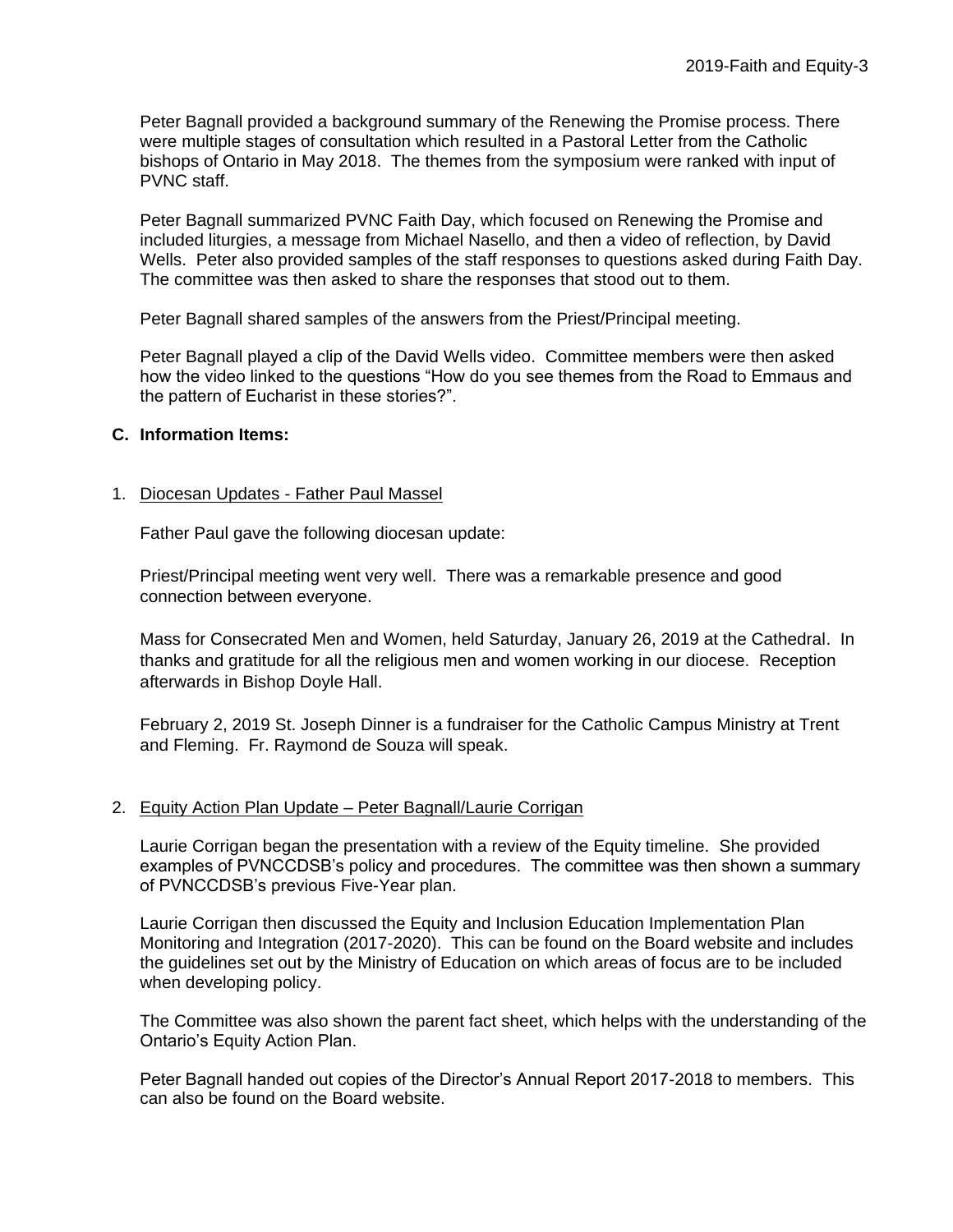Peter Bagnall provided a background summary of the Renewing the Promise process. There were multiple stages of consultation which resulted in a Pastoral Letter from the Catholic bishops of Ontario in May 2018. The themes from the symposium were ranked with input of PVNC staff.

Peter Bagnall summarized PVNC Faith Day, which focused on Renewing the Promise and included liturgies, a message from Michael Nasello, and then a video of reflection, by David Wells. Peter also provided samples of the staff responses to questions asked during Faith Day. The committee was then asked to share the responses that stood out to them.

Peter Bagnall shared samples of the answers from the Priest/Principal meeting.

Peter Bagnall played a clip of the David Wells video. Committee members were then asked how the video linked to the questions "How do you see themes from the Road to Emmaus and the pattern of Eucharist in these stories?".

**C. Information Items:**

1. Diocesan Updates - Father Paul Massel

   Father Paul gave the following diocesan update:

   Priest/Principal meeting went very well. There was a remarkable presence and good connection between everyone.

   Mass for Consecrated Men and Women, held Saturday, January 26, 2019 at the Cathedral. In thanks and gratitude for all the religious men and women working in our diocese. Reception afterwards in Bishop Doyle Hall.

   February 2, 2019 St. Joseph Dinner is a fundraiser for the Catholic Campus Ministry at Trent and Fleming. Fr. Raymond de Souza will speak.

2. Equity Action Plan Update – Peter Bagnall/Laurie Corrigan

   Laurie Corrigan began the presentation with a review of the Equity timeline. She provided examples of PVNCCDSB's policy and procedures. The committee was then shown a summary of PVNCCDSB's previous Five-Year plan.

   Laurie Corrigan then discussed the Equity and Inclusion Education Implementation Plan Monitoring and Integration (2017-2020). This can be found on the Board website and includes the guidelines set out by the Ministry of Education on which areas of focus are to be included when developing policy.

   The Committee was also shown the parent fact sheet, which helps with the understanding of the Ontario's Equity Action Plan.

   Peter Bagnall handed out copies of the Director's Annual Report 2017-2018 to members. This can also be found on the Board website.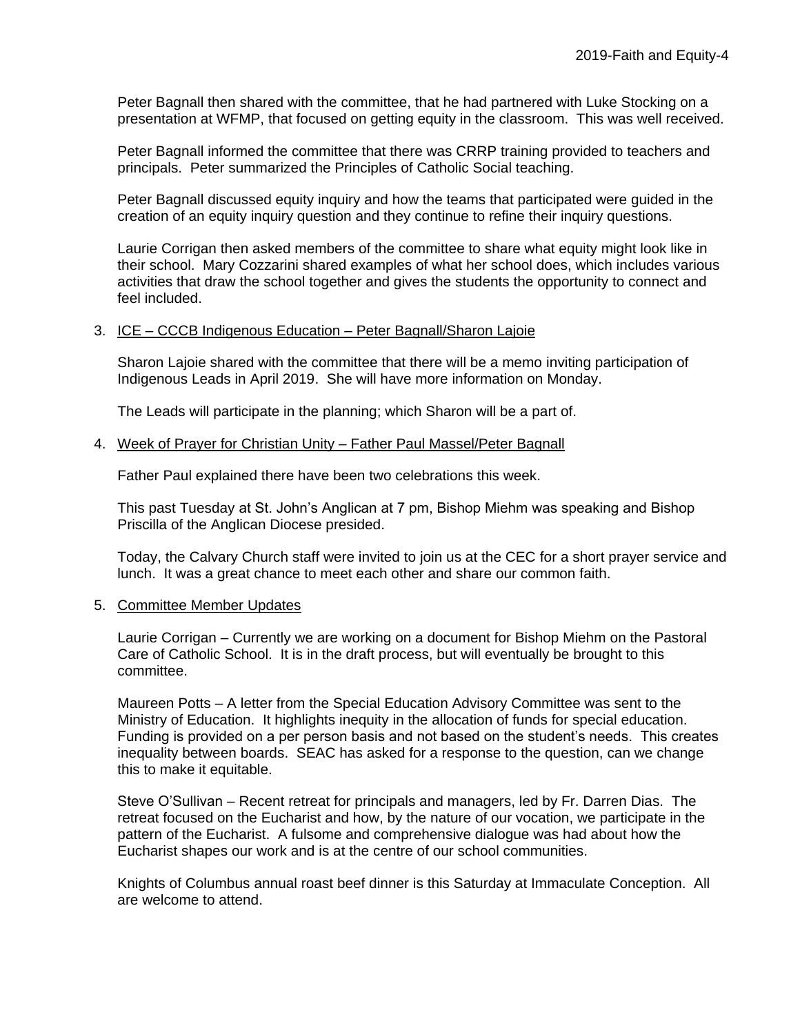Peter Bagnall then shared with the committee, that he had partnered with Luke Stocking on a presentation at WFMP, that focused on getting equity in the classroom. This was well received.

Peter Bagnall informed the committee that there was CRRP training provided to teachers and principals. Peter summarized the Principles of Catholic Social teaching.

Peter Bagnall discussed equity inquiry and how the teams that participated were guided in the creation of an equity inquiry question and they continue to refine their inquiry questions.

Laurie Corrigan then asked members of the committee to share what equity might look like in their school. Mary Cozzarini shared examples of what her school does, which includes various activities that draw the school together and gives the students the opportunity to connect and feel included.

3. ICE – CCCB Indigenous Education – Peter Bagnall/Sharon Lajoie

   Sharon Lajoie shared with the committee that there will be a memo inviting participation of Indigenous Leads in April 2019. She will have more information on Monday.

   The Leads will participate in the planning; which Sharon will be a part of.

4. Week of Prayer for Christian Unity – Father Paul Massel/Peter Bagnall

   Father Paul explained there have been two celebrations this week.

   This past Tuesday at St. John's Anglican at 7 pm, Bishop Miehm was speaking and Bishop Priscilla of the Anglican Diocese presided.

   Today, the Calvary Church staff were invited to join us at the CEC for a short prayer service and lunch. It was a great chance to meet each other and share our common faith.

5. Committee Member Updates

   Laurie Corrigan – Currently we are working on a document for Bishop Miehm on the Pastoral Care of Catholic School. It is in the draft process, but will eventually be brought to this committee.

   Maureen Potts – A letter from the Special Education Advisory Committee was sent to the Ministry of Education. It highlights inequity in the allocation of funds for special education. Funding is provided on a per person basis and not based on the student's needs. This creates inequality between boards. SEAC has asked for a response to the question, can we change this to make it equitable.

   Steve O'Sullivan – Recent retreat for principals and managers, led by Fr. Darren Dias. The retreat focused on the Eucharist and how, by the nature of our vocation, we participate in the pattern of the Eucharist. A fulsome and comprehensive dialogue was had about how the Eucharist shapes our work and is at the centre of our school communities.

   Knights of Columbus annual roast beef dinner is this Saturday at Immaculate Conception. All are welcome to attend.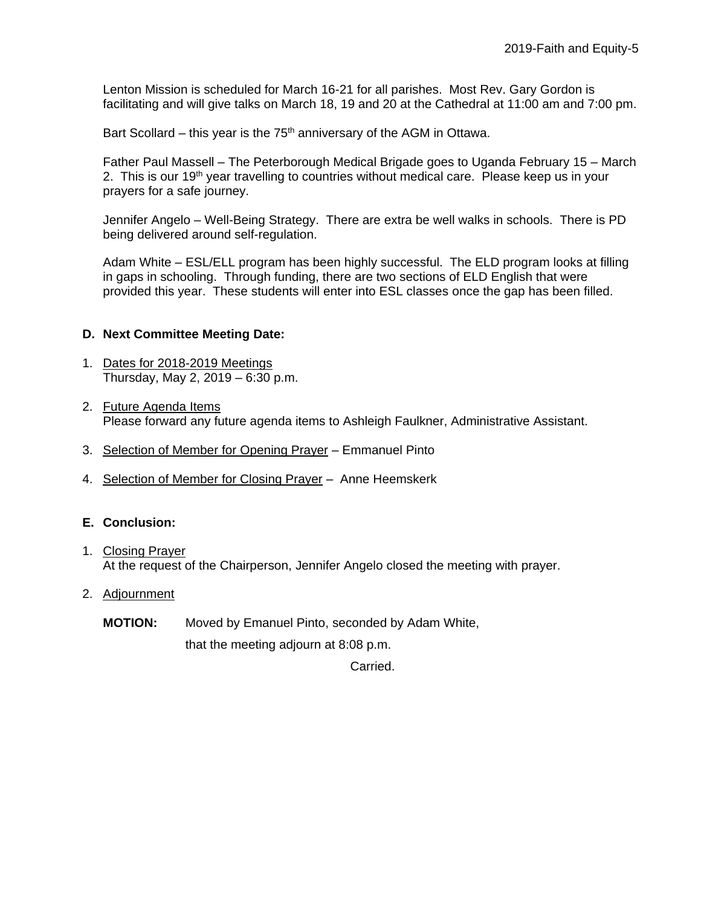Lenton Mission is scheduled for March 16-21 for all parishes. Most Rev. Gary Gordon is facilitating and will give talks on March 18, 19 and 20 at the Cathedral at 11:00 am and 7:00 pm.

Bart Scollard – this year is the 75th anniversary of the AGM in Ottawa.

Father Paul Massell – The Peterborough Medical Brigade goes to Uganda February 15 – March 2. This is our 19th year travelling to countries without medical care. Please keep us in your prayers for a safe journey.

Jennifer Angelo – Well-Being Strategy. There are extra be well walks in schools. There is PD being delivered around self-regulation.

Adam White – ESL/ELL program has been highly successful. The ELD program looks at filling in gaps in schooling. Through funding, there are two sections of ELD English that were provided this year. These students will enter into ESL classes once the gap has been filled.

**D. Next Committee Meeting Date:**

1. Dates for 2018-2019 Meetings
   Thursday, May 2, 2019 – 6:30 p.m.

2. Future Agenda Items
   Please forward any future agenda items to Ashleigh Faulkner, Administrative Assistant.

3. Selection of Member for Opening Prayer – Emmanuel Pinto

4. Selection of Member for Closing Prayer – Anne Heemskerk

**E. Conclusion:**

1. Closing Prayer
   At the request of the Chairperson, Jennifer Angelo closed the meeting with prayer.

2. Adjournment

   **MOTION:** Moved by Emanuel Pinto, seconded by Adam White, that the meeting adjourn at 8:08 p.m.

   Carried.